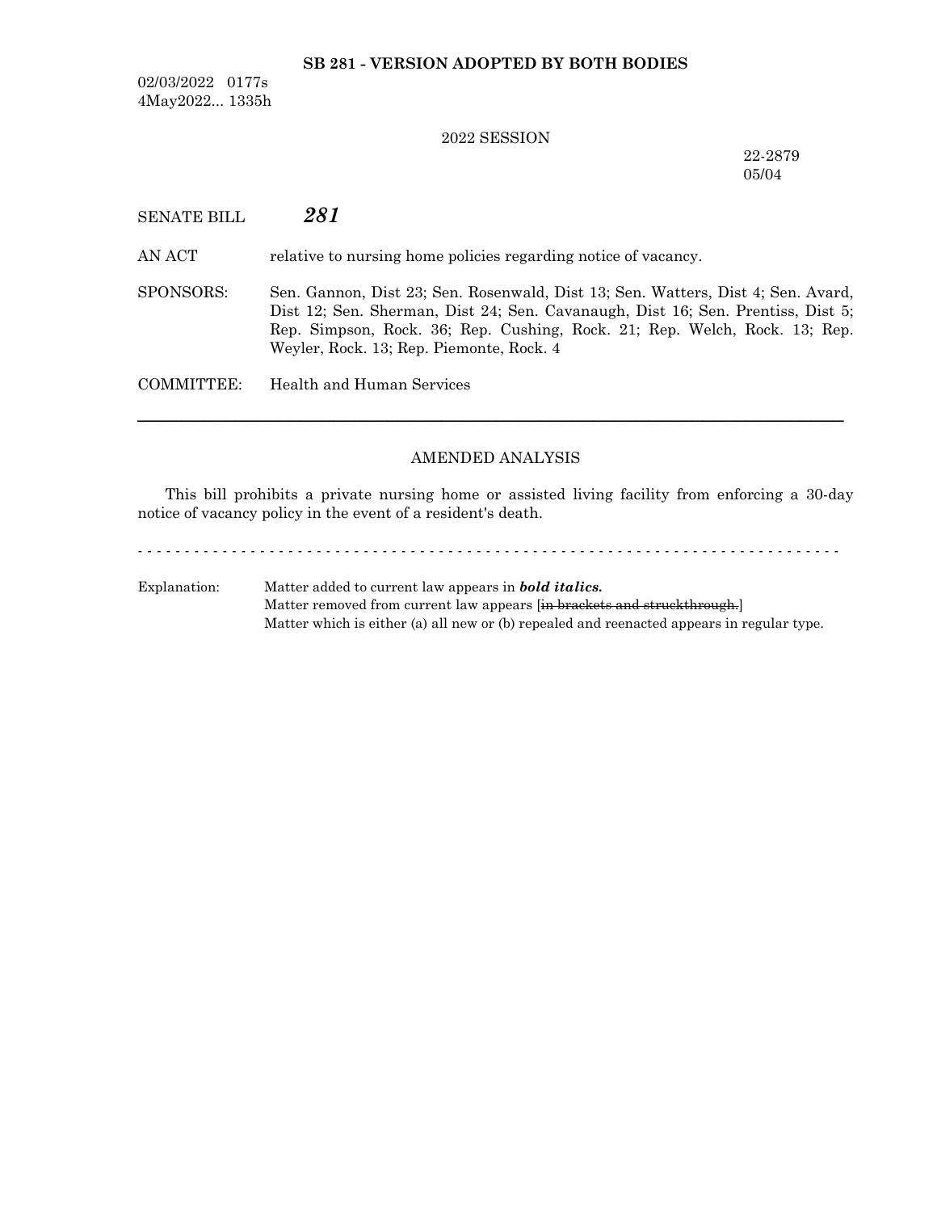**SB 281 - VERSION ADOPTED BY BOTH BODIES**

02/03/2022 0177s
4May2022... 1335h

2022 SESSION

22-2879
05/04

SENATE BILL ***281***

AN ACT relative to nursing home policies regarding notice of vacancy.

SPONSORS: Sen. Gannon, Dist 23; Sen. Rosenwald, Dist 13; Sen. Watters, Dist 4; Sen. Avard, Dist 12; Sen. Sherman, Dist 24; Sen. Cavanaugh, Dist 16; Sen. Prentiss, Dist 5; Rep. Simpson, Rock. 36; Rep. Cushing, Rock. 21; Rep. Welch, Rock. 13; Rep. Weyler, Rock. 13; Rep. Piemonte, Rock. 4

COMMITTEE: Health and Human Services

---

AMENDED ANALYSIS

This bill prohibits a private nursing home or assisted living facility from enforcing a 30-day notice of vacancy policy in the event of a resident's death.

- - - - - - - - - - - - - - - - - - - - - - - - - - - - - - - - - - - - - - - - - - - - - - - - - - - - - - - - - - - -

Explanation: Matter added to current law appears in ***bold italics.***
Matter removed from current law appears [~~in brackets and struckthrough.~~]
Matter which is either (a) all new or (b) repealed and reenacted appears in regular type.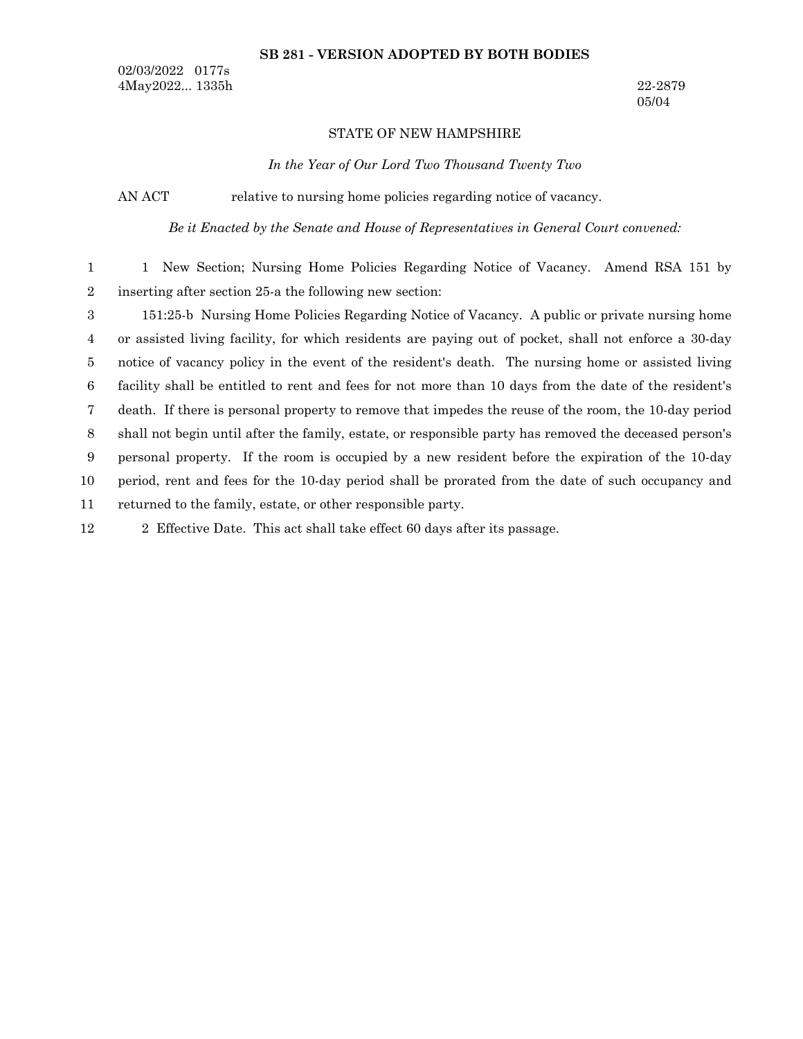**SB 281 - VERSION ADOPTED BY BOTH BODIES**

02/03/2022 0177s
4May2022... 1335h

22-2879
05/04

STATE OF NEW HAMPSHIRE

*In the Year of Our Lord Two Thousand Twenty Two*

AN ACT relative to nursing home policies regarding notice of vacancy.

*Be it Enacted by the Senate and House of Representatives in General Court convened:*

1 New Section; Nursing Home Policies Regarding Notice of Vacancy. Amend RSA 151 by inserting after section 25-a the following new section:

151:25-b Nursing Home Policies Regarding Notice of Vacancy. A public or private nursing home or assisted living facility, for which residents are paying out of pocket, shall not enforce a 30-day notice of vacancy policy in the event of the resident's death. The nursing home or assisted living facility shall be entitled to rent and fees for not more than 10 days from the date of the resident's death. If there is personal property to remove that impedes the reuse of the room, the 10-day period shall not begin until after the family, estate, or responsible party has removed the deceased person's personal property. If the room is occupied by a new resident before the expiration of the 10-day period, rent and fees for the 10-day period shall be prorated from the date of such occupancy and returned to the family, estate, or other responsible party.

2 Effective Date. This act shall take effect 60 days after its passage.